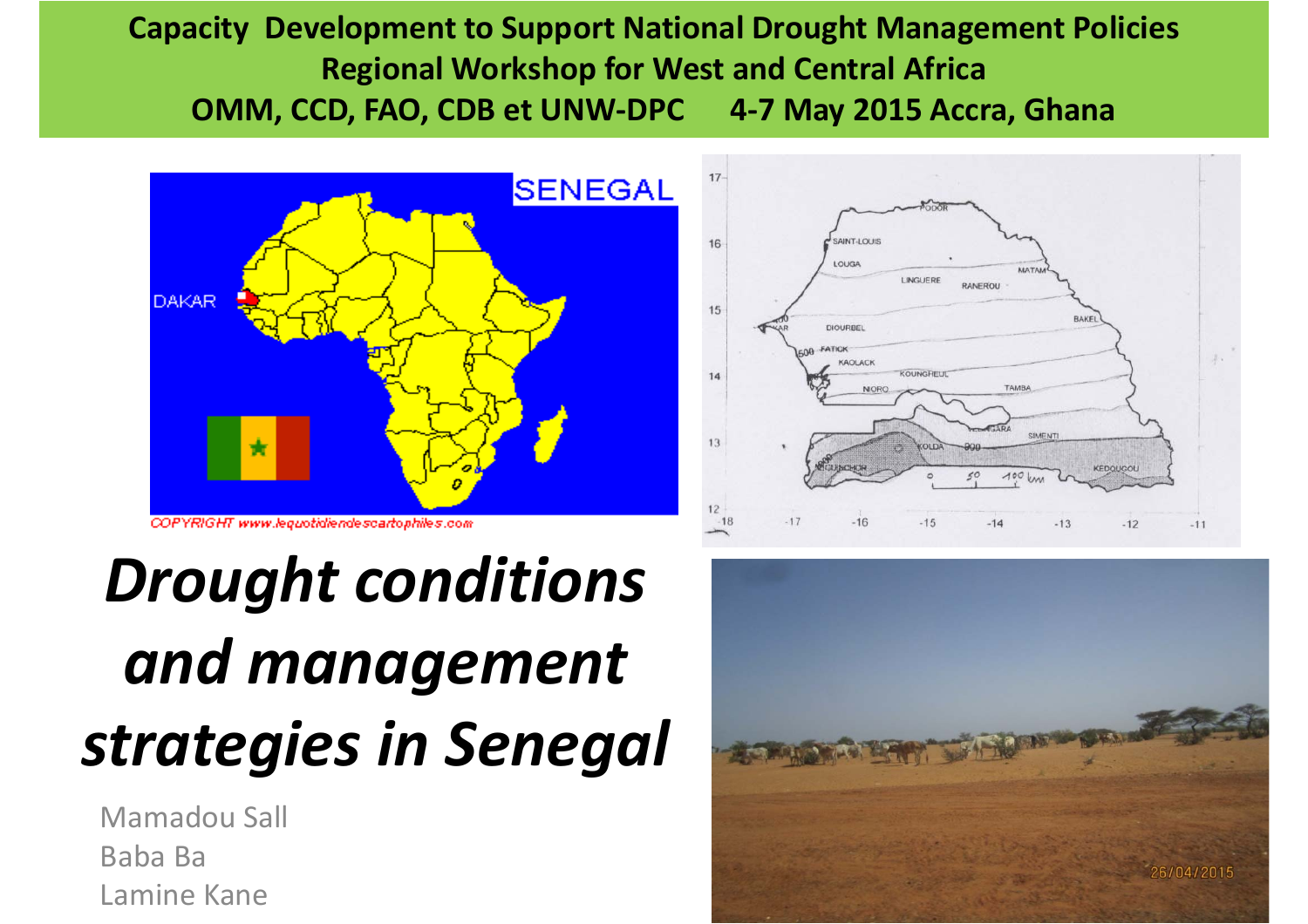**Capacity Development to Support National Drought Management Policies**
**Regional Workshop for West and Central Africa**
**OMM, CCD, FAO, CDB et UNW-DPC 4-7 May 2015 Accra, Ghana**

# *Drought conditions and management strategies in Senegal*

Mamadou Sall
Baba Ba
Lamine Kane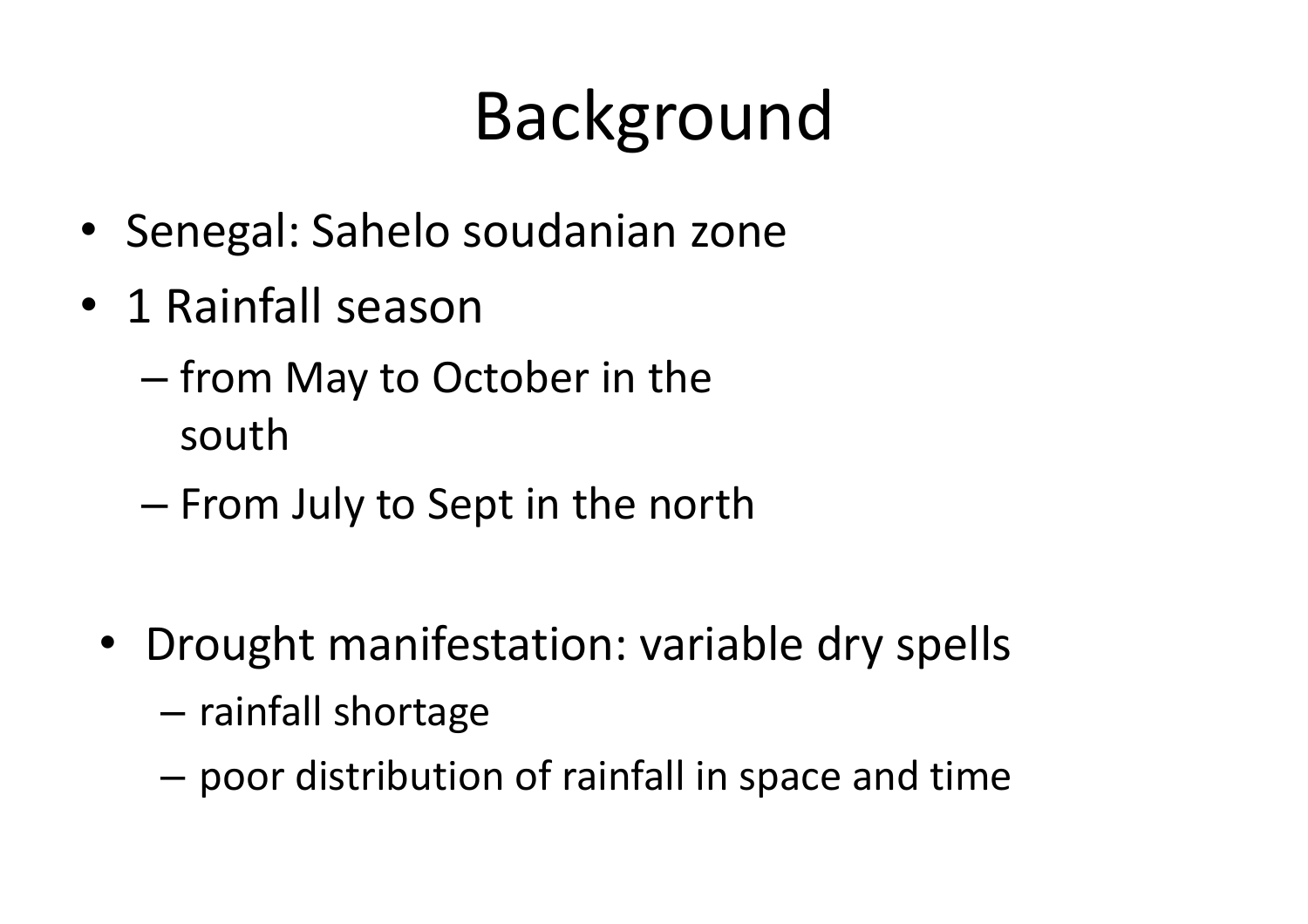# Background

- Senegal: Sahelo soudanian zone
- 1 Rainfall season
  - from May to October in the south
  - From July to Sept in the north

- Drought manifestation: variable dry spells
  - rainfall shortage
  - poor distribution of rainfall in space and time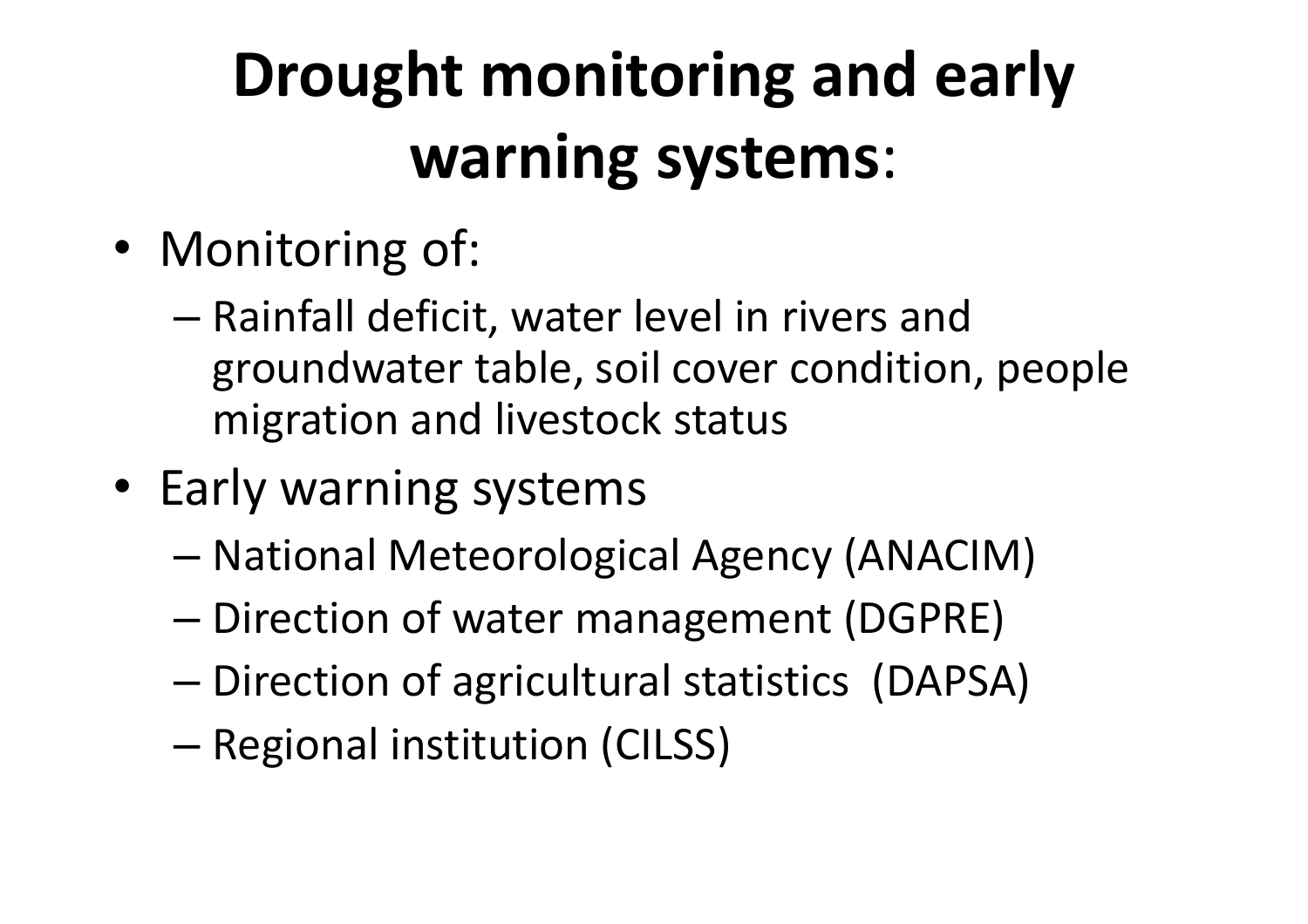# **Drought monitoring and early warning systems**:

- Monitoring of:
  - Rainfall deficit, water level in rivers and groundwater table, soil cover condition, people migration and livestock status
- Early warning systems
  - National Meteorological Agency (ANACIM)
  - Direction of water management (DGPRE)
  - Direction of agricultural statistics (DAPSA)
  - Regional institution (CILSS)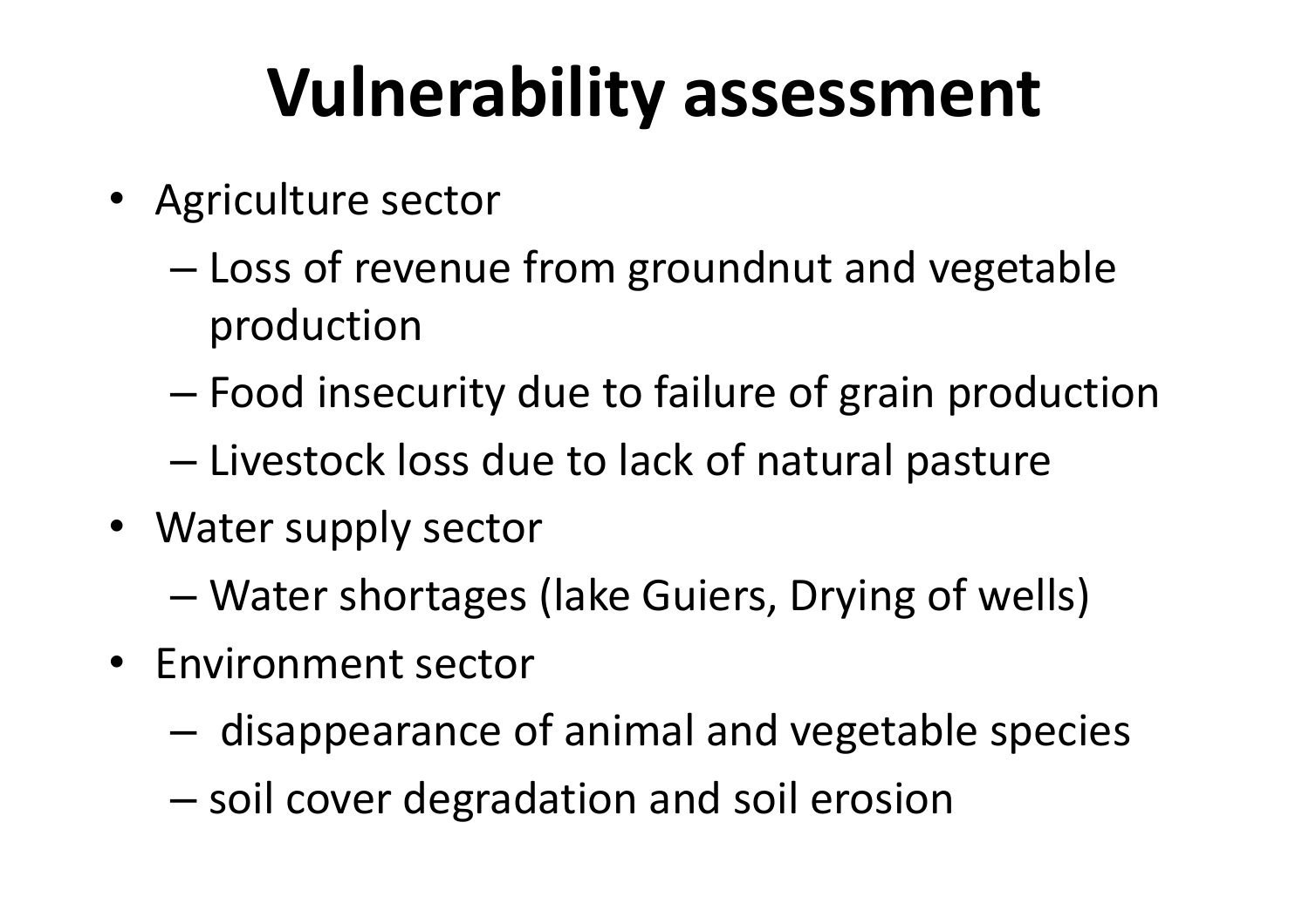# Vulnerability assessment

- Agriculture sector
  - Loss of revenue from groundnut and vegetable production
  - Food insecurity due to failure of grain production
  - Livestock loss due to lack of natural pasture
- Water supply sector
  - Water shortages (lake Guiers, Drying of wells)
- Environment sector
  - disappearance of animal and vegetable species
  - soil cover degradation and soil erosion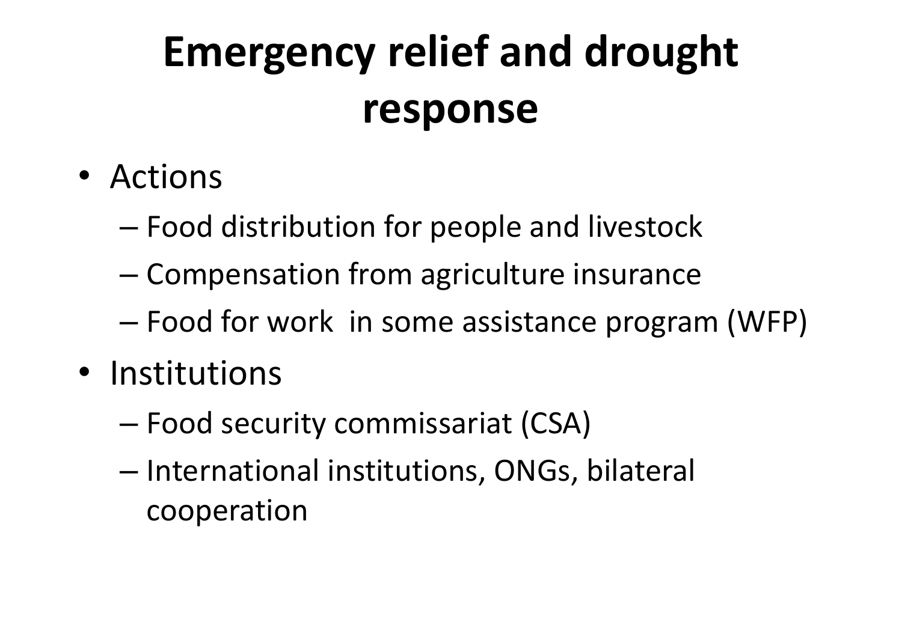# Emergency relief and drought response

- Actions
  - Food distribution for people and livestock
  - Compensation from agriculture insurance
  - Food for work  in some assistance program (WFP)
- Institutions
  - Food security commissariat (CSA)
  - International institutions, ONGs, bilateral cooperation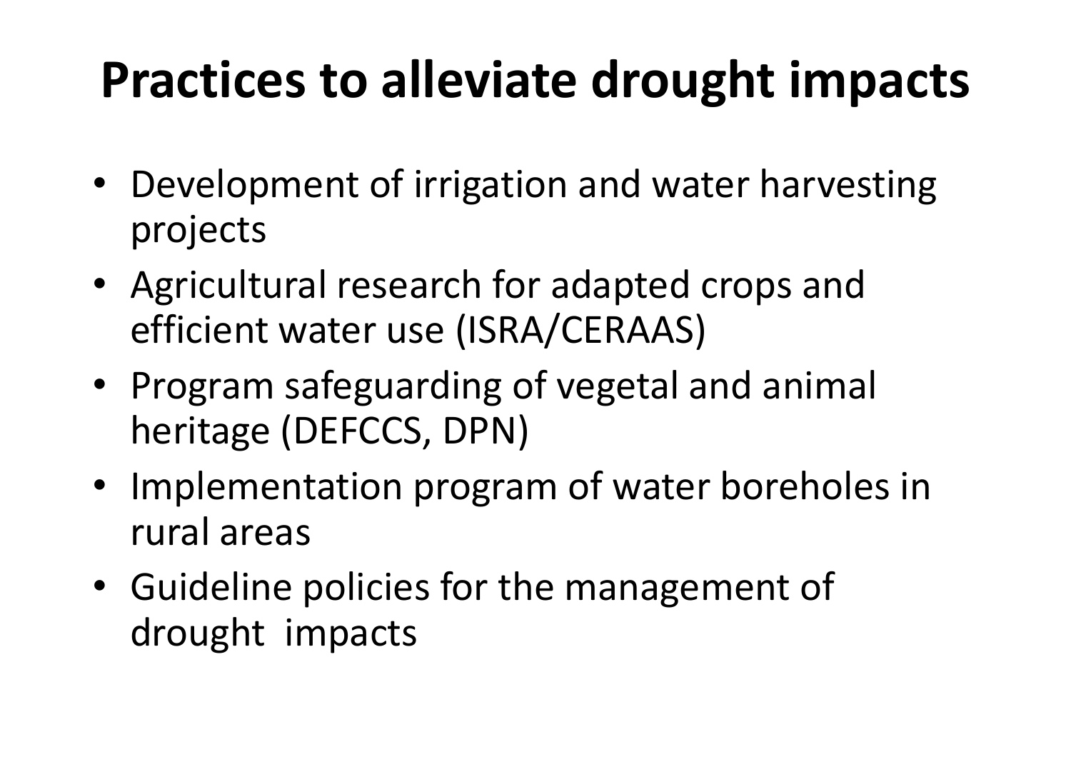# Practices to alleviate drought impacts

- Development of irrigation and water harvesting projects
- Agricultural research for adapted crops and efficient water use (ISRA/CERAAS)
- Program safeguarding of vegetal and animal heritage (DEFCCS, DPN)
- Implementation program of water boreholes in rural areas
- Guideline policies for the management of drought impacts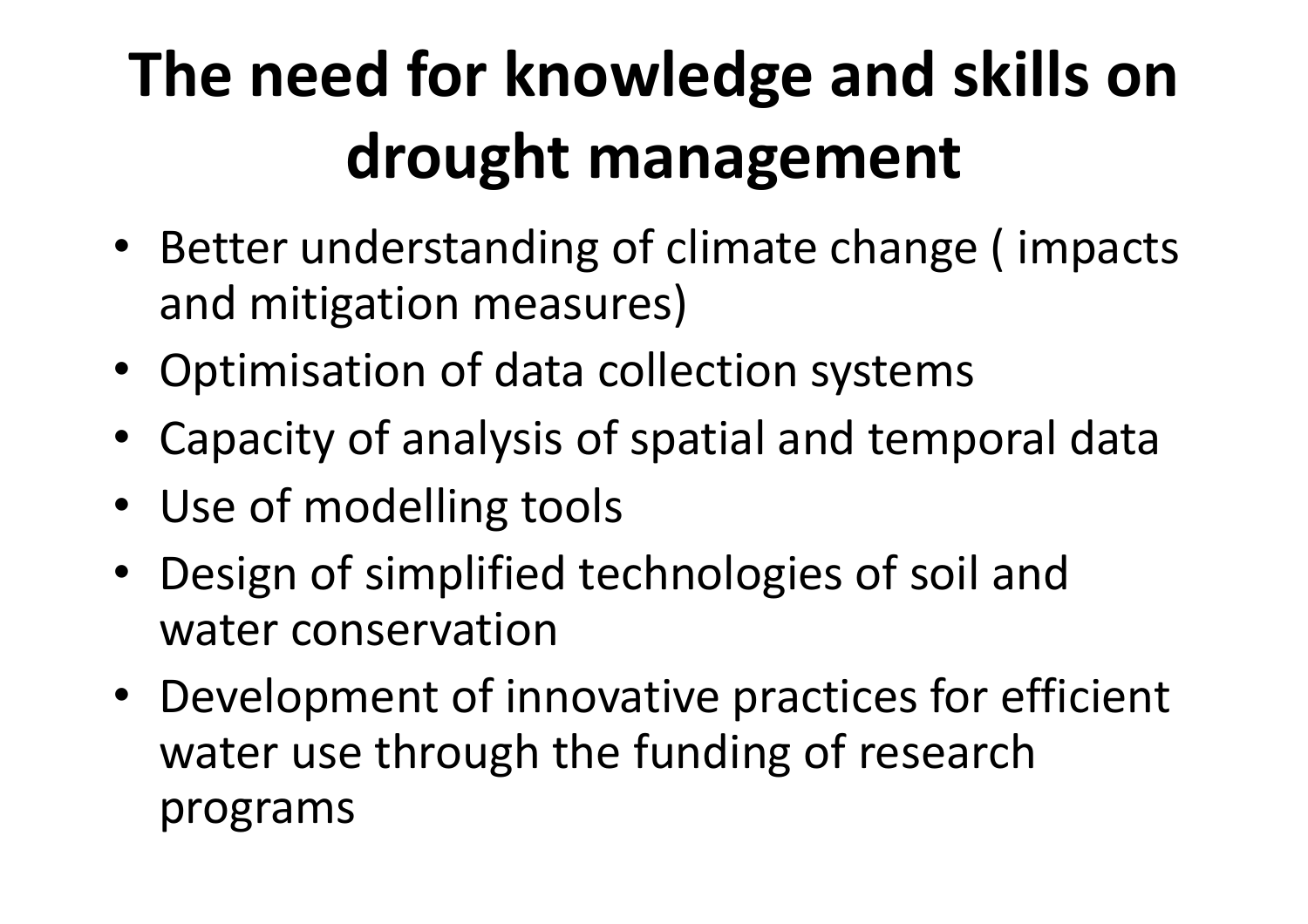# The need for knowledge and skills on drought management

- Better understanding of climate change ( impacts and mitigation measures)
- Optimisation of data collection systems
- Capacity of analysis of spatial and temporal data
- Use of modelling tools
- Design of simplified technologies of soil and water conservation
- Development of innovative practices for efficient water use through the funding of research programs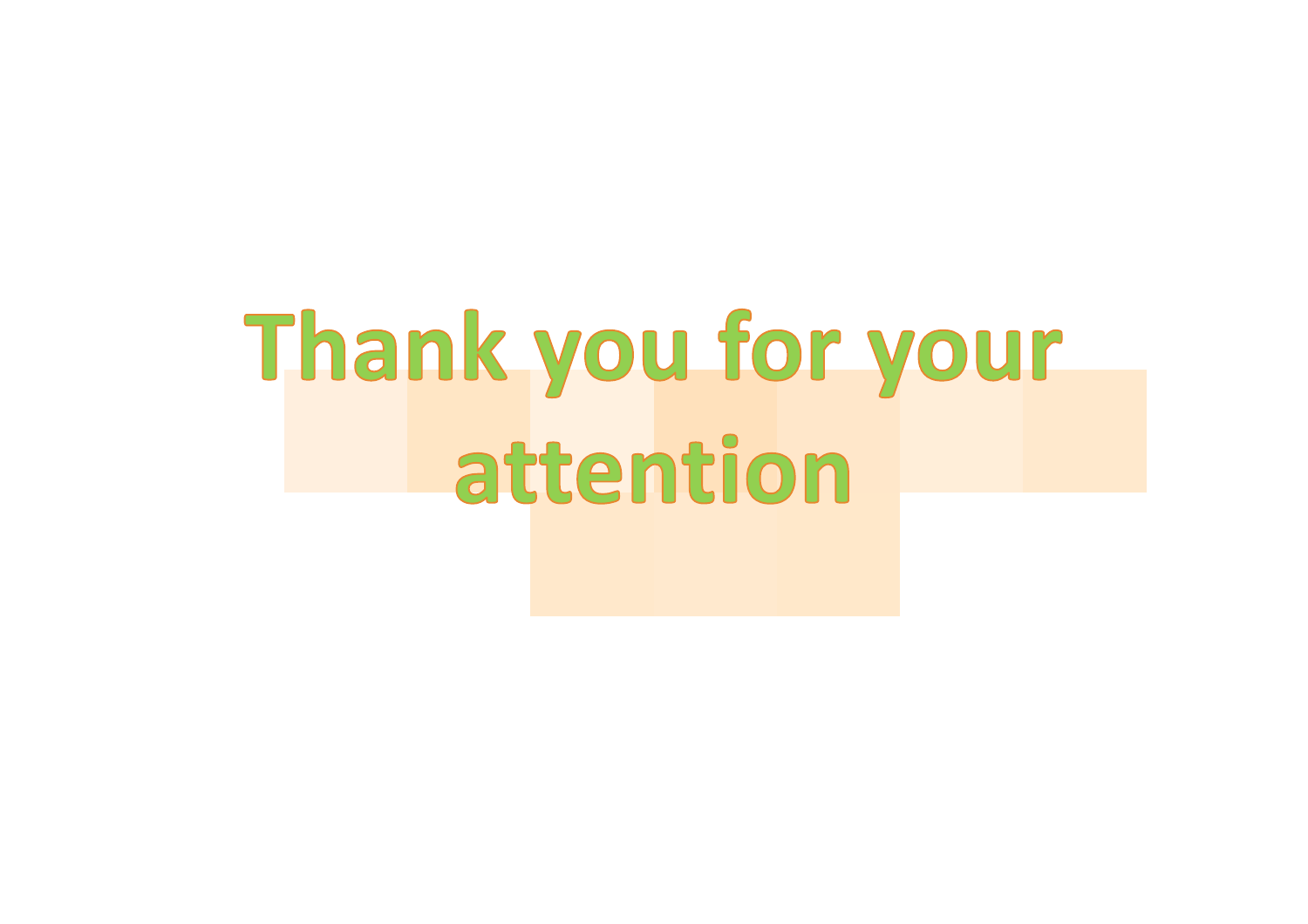# Thank you for your attention